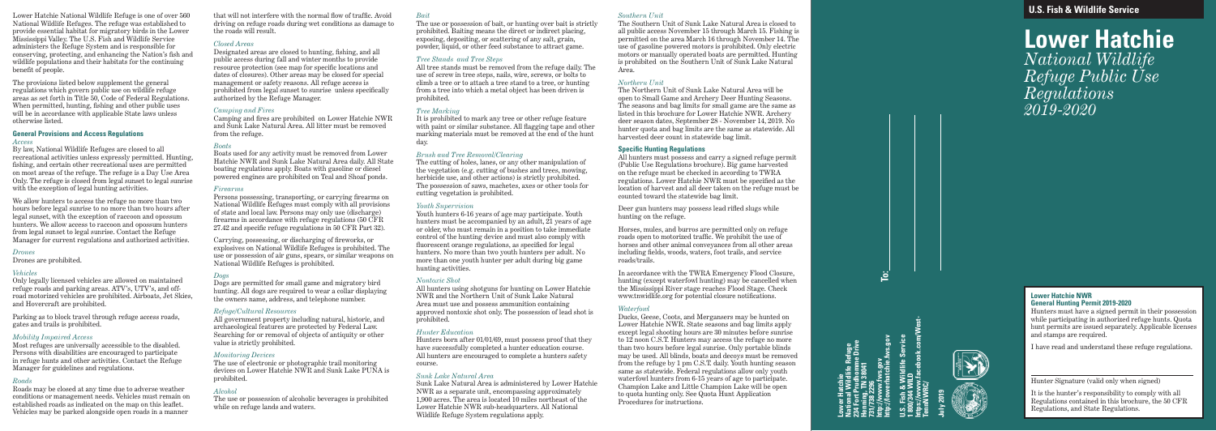# U.S. Fish & Wildlife Service

# Lower Hatchie

*National Wildlife Refuge Public Use Regulations 2019-2020*

Lower Hatchie National Wildlife Refuge is one of over 560 National Wildlife Refuges. The refuge was established to provide essential habitat for migratory birds in the Lower Mississippi Valley. The U.S. Fish and Wildlife Service administers the Refuge System and is responsible for conserving, protecting, and enhancing the Nation's fish and wildlife populations and their habitats for the continuing benefit of people.

The provisions listed below supplement the general regulations which govern public use on wildlife refuge areas as set forth in Title 50, Code of Federal Regulations. When permitted, hunting, fishing and other public uses will be in accordance with applicable State laws unless otherwise listed.

## General Provisions and Access Regulations

*Access*

By law, National Wildlife Refuges are closed to all recreational activities unless expressly permitted. Hunting, fishing, and certain other recreational uses are permitted on most areas of the refuge. The refuge is a Day Use Area Only. The refuge is closed from legal sunset to legal sunrise with the exception of legal hunting activities.

We allow hunters to access the refuge no more than two hours before legal sunrise to no more than two hours after legal sunset, with the exception of raccoon and opossum hunters. We allow access to raccoon and opossum hunters from legal sunset to legal sunrise. Contact the Refuge Manager for current regulations and authorized activities.

*Drones*

Drones are prohibited.

*Vehicles*

Only legally licensed vehicles are allowed on maintained refuge roads and parking areas. ATV's, UTV's, and off-road motorized vehicles are prohibited. Airboats, Jet Skies, and Hovercraft are prohibited.

Parking as to block travel through refuge access roads, gates and trails is prohibited.

*Mobility Impaired Access*

Most refuges are universally accessible to the disabled. Persons with disabilities are encouraged to participate in refuge hunts and other activities. Contact the Refuge Manager for guidelines and regulations.

*Roads*

Roads may be closed at any time due to adverse weather conditions or management needs. Vehicles must remain on established roads as indicated on the map on this leaflet. Vehicles may be parked alongside open roads in a manner that will not interfere with the normal flow of traffic. Avoid driving on refuge roads during wet conditions as damage to the roads will result.

*Closed Areas*

Designated areas are closed to hunting, fishing, and all public access during fall and winter months to provide resource protection (see map for specific locations and dates of closures). Other areas may be closed for special management or safety reasons. All refuge access is prohibited from legal sunset to sunrise unless specifically authorized by the Refuge Manager.

*Camping and Fires*

Camping and fires are prohibited on Lower Hatchie NWR and Sunk Lake Natural Area. All litter must be removed from the refuge.

*Boats*

Boats used for any activity must be removed from Lower Hatchie NWR and Sunk Lake Natural Area daily. All State boating regulations apply. Boats with gasoline or diesel powered engines are prohibited on Teal and Shoaf ponds.

*Firearms*

Persons possessing, transporting, or carrying firearms on National Wildlife Refuges must comply with all provisions of state and local law. Persons may only use (discharge) firearms in accordance with refuge regulations (50 CFR 27.42 and specific refuge regulations in 50 CFR Part 32).

Carrying, possessing, or discharging of fireworks, or explosives on National Wildlife Refuges is prohibited. The use or possession of air guns, spears, or similar weapons on National Wildlife Refuges is prohibited.

*Dogs*

Dogs are permitted for small game and migratory bird hunting. All dogs are required to wear a collar displaying the owners name, address, and telephone number.

*Refuge/Cultural Resources*

All government property including natural, historic, and archaeological features are protected by Federal Law. Searching for or removal of objects of antiquity or other value is strictly prohibited.

*Monitoring Devices*

The use of electronic or photographic trail monitoring devices on Lower Hatchie NWR and Sunk Lake PUNA is prohibited.

*Alcohol*

The use or possession of alcoholic beverages is prohibited while on refuge lands and waters.

*Bait*

The use or possession of bait, or hunting over bait is strictly prohibited. Baiting means the direct or indirect placing, exposing, depositing, or scattering of any salt, grain, powder, liquid, or other feed substance to attract game.

*Tree Stands and Tree Steps*

All tree stands must be removed from the refuge daily. The use of screw in tree steps, nails, wire, screws, or bolts to climb a tree or to attach a tree stand to a tree, or hunting from a tree into which a metal object has been driven is prohibited.

*Tree Marking*

It is prohibited to mark any tree or other refuge feature with paint or similar substance. All flagging tape and other marking materials must be removed at the end of the hunt day.

*Brush and Tree Removal/Clearing*

The cutting of holes, lanes, or any other manipulation of the vegetation (e.g. cutting of bushes and trees, mowing, herbicide use, and other actions) is strictly prohibited. The possession of saws, machetes, axes or other tools for cutting vegetation is prohibited.

*Youth Supervision*

Youth hunters 6-16 years of age may participate. Youth hunters must be accompanied by an adult, 21 years of age or older, who must remain in a position to take immediate control of the hunting device and must also comply with fluorescent orange regulations, as specified for legal hunters. No more than two youth hunters per adult. No more than one youth hunter per adult during big game hunting activities.

*Nontoxic Shot*

All hunters using shotguns for hunting on Lower Hatchie NWR and the Northern Unit of Sunk Lake Natural Area must use and possess ammunition containing approved nontoxic shot only. The possession of lead shot is prohibited.

*Hunter Education*

Hunters born after 01/01/69, must possess proof that they have successfully completed a hunter education course. All hunters are encouraged to complete a hunters safety course.

*Sunk Lake Natural Area*

Sunk Lake Natural Area is administered by Lower Hatchie NWR as a separate unit, encompassing approximately 1,900 acres. The area is located 10 miles northeast of the Lower Hatchie NWR sub-headquarters. All National Wildlife Refuge System regulations apply.

*Southern Unit*

The Southern Unit of Sunk Lake Natural Area is closed to all public access November 15 through March 15. Fishing is permitted on the area March 16 through November 14. The use of gasoline powered motors is prohibited. Only electric motors or manually operated boats are permitted. Hunting is prohibited on the Southern Unit of Sunk Lake Natural Area.

*Northern Unit*

The Northern Unit of Sunk Lake Natural Area will be open to Small Game and Archery Deer Hunting Seasons. The seasons and bag limits for small game are the same as listed in this brochure for Lower Hatchie NWR. Archery deer season dates, September 28 - November 14, 2019. No hunter quota and bag limits are the same as statewide. All harvested deer count in statewide bag limit.

## Specific Hunting Regulations

All hunters must possess and carry a signed refuge permit (Public Use Regulations brochure). Big game harvested on the refuge must be checked in according to TWRA regulations. Lower Hatchie NWR must be specified as the location of harvest and all deer taken on the refuge must be counted toward the statewide bag limit.

Deer gun hunters may possess lead rifled slugs while hunting on the refuge.

Horses, mules, and burros are permitted only on refuge roads open to motorized traffic. We prohibit the use of horses and other animal conveyances from all other areas including fields, woods, waters, foot trails, and service roads/trails.

In accordance with the TWRA Emergency Flood Closure, hunting (except waterfowl hunting) may be cancelled when the Mississippi River stage reaches Flood Stage. Check www.tnwildlife.org for potential closure notifications.

*Waterfowl*

Ducks, Geese, Coots, and Mergansers may be hunted on Lower Hatchie NWR. State seasons and bag limits apply except legal shooting hours are 30 minutes before sunrise to 12 noon C.S.T. Hunters may access the refuge no more than two hours before legal sunrise. Only portable blinds may be used. All blinds, boats and decoys must be removed from the refuge by 1 pm C.S.T. daily. Youth hunting season same as statewide. Federal regulations allow only youth waterfowl hunters from 6-15 years of age to participate. Champion Lake and Little Champion Lake will be open to quota hunting only. See Quota Hunt Application Procedures for instructions.

Lower Hatchie
National Wildlife Refuge
234 Fort Prudhomme Drive
Henning, TN 38041
731/738 2296
http://www.fws.gov
http://lowerhatchie.fws.gov

U.S. Fish & Wildlife Service
1 800/344 WILD
https://www.facebook.com/West-TennNWRC/

July 2019

To:

### Lower Hatchie NWR General Hunting Permit 2019-2020

Hunters must have a signed permit in their possession while participating in authorized refuge hunts. Quota hunt permits are issued separately. Applicable licenses and stamps are required.

I have read and understand these refuge regulations.

Hunter Signature (valid only when signed)

It is the hunter's responsibility to comply with all Regulations contained in this brochure, the 50 CFR Regulations, and State Regulations.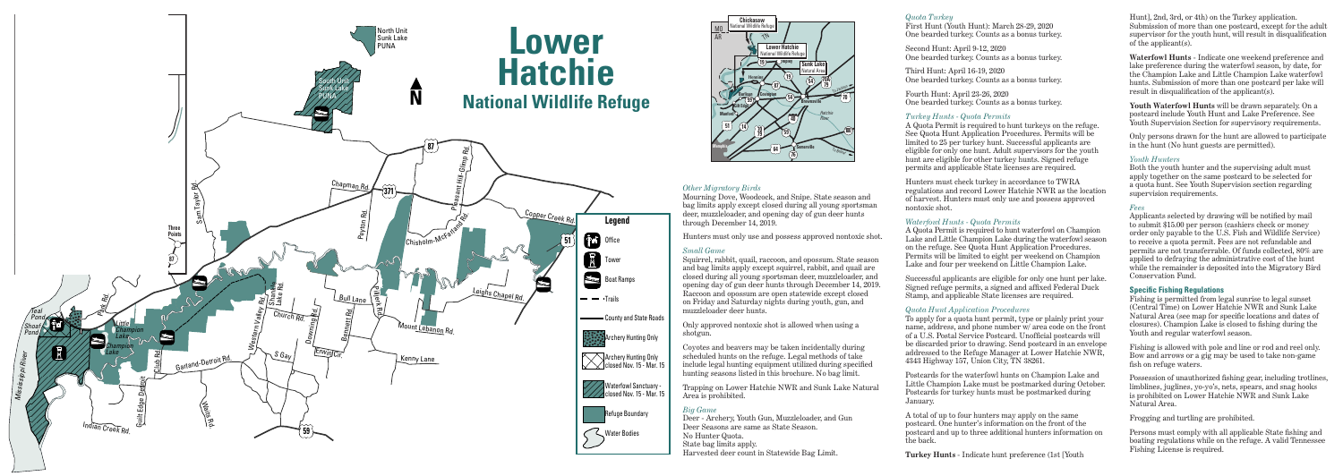# Lower Hatchie
## National Wildlife Refuge

**Legend**

- Office
- Tower
- Boat Ramps
- Trails
- County and State Roads
- Archery Hunting Only
- Archery Hunting Only closed Nov. 15 - Mar. 15
- Waterfowl Sanctuary - closed Nov. 15 - Mar. 15
- Refuge Boundary
- Water Bodies

North Unit Sunk Lake PUNA

South Unit Sunk Lake PUNA

N

87

371

51

59

Chapman Rd.

Sam Taylor Rd.

Pleasant Hill-Glimp Rd.

Peyton Rd.

Chisholm-McFarland Rd.

Copper Creek Rd.

Three Points

Bull Lane

Shands Lake Rd.

Leighs Chapel Rd.

Church Rd.

Western Valley Rd.

Downing Rd.

Bennett Rd.

Mount Lebanon Rd.

Erwin Dr.

S Gay

Kenny Lane

Garland-Detroit Rd.

Club Rd.

Gilt Edge Detroit

Watts Rd.

Indian Creek Rd.

Teal Pond

Shoaf Pond

Little Champion Lake

Champion Lake

Mississippi River

Chickasaw National Wildlife Refuge

Lower Hatchie National Wildlife Refuge

Sunk Lake Natural Area

MO

AR

Memphis

Covington

Brownsville

Somerville

### Other Migratory Birds

Mourning Dove, Woodcock, and Snipe. State season and bag limits apply except closed during all young sportsman deer, muzzleloader, and opening day of gun deer hunts through December 14, 2019.

Hunters must only use and possess approved nontoxic shot.

### Small Game

Squirrel, rabbit, quail, raccoon, and opossum. State season and bag limits apply except squirrel, rabbit, and quail are closed during all young sportsman deer, muzzleloader, and opening day of gun deer hunts through December 14, 2019. Raccoon and opossum are open statewide except closed on Friday and Saturday nights during youth, gun, and muzzleloader deer hunts.

Only approved nontoxic shot is allowed when using a shotgun.

Coyotes and beavers may be taken incidentally during scheduled hunts on the refuge. Legal methods of take include legal hunting equipment utilized during specified hunting seasons listed in this brochure. No bag limit.

Trapping on Lower Hatchie NWR and Sunk Lake Natural Area is prohibited.

### Big Game

Deer - Archery, Youth Gun, Muzzleloader, and Gun Deer Seasons are same as State Season.
No Hunter Quota.
State bag limits apply.
Harvested deer count in Statewide Bag Limit.

### Quota Turkey

First Hunt (Youth Hunt): March 28-29, 2020
One bearded turkey. Counts as a bonus turkey.

Second Hunt: April 9-12, 2020
One bearded turkey. Counts as a bonus turkey.

Third Hunt: April 16-19, 2020
One bearded turkey. Counts as a bonus turkey.

Fourth Hunt: April 23-26, 2020
One bearded turkey. Counts as a bonus turkey.

### Turkey Hunts - Quota Permits

A Quota Permit is required to hunt turkeys on the refuge. See Quota Hunt Application Procedures. Permits will be limited to 25 per turkey hunt. Successful applicants are eligible for only one hunt. Adult supervisors for the youth hunt are eligible for other turkey hunts. Signed refuge permits and applicable State licenses are required.

Hunters must check turkey in accordance to TWRA regulations and record Lower Hatchie NWR as the location of harvest. Hunters must only use and possess approved nontoxic shot.

### Waterfowl Hunts - Quota Permits

A Quota Permit is required to hunt waterfowl on Champion Lake and Little Champion Lake during the waterfowl season on the refuge. See Quota Hunt Application Procedures. Permits will be limited to eight per weekend on Champion Lake and four per weekend on Little Champion Lake.

Successful applicants are eligible for only one hunt per lake. Signed refuge permits, a signed and affixed Federal Duck Stamp, and applicable State licenses are required.

### Quota Hunt Application Procedures

To apply for a quota hunt permit, type or plainly print your name, address, and phone number w/ area code on the front of a U.S. Postal Service Postcard. Unofficial postcards will be discarded prior to drawing. Send postcard in an envelope addressed to the Refuge Manager at Lower Hatchie NWR, 4343 Highway 157, Union City, TN 38261.

Postcards for the waterfowl hunts on Champion Lake and Little Champion Lake must be postmarked during October. Postcards for turkey hunts must be postmarked during January.

A total of up to four hunters may apply on the same postcard. One hunter's information on the front of the postcard and up to three additional hunters information on the back.

**Turkey Hunts** - Indicate hunt preference (1st [Youth Hunt], 2nd, 3rd, or 4th) on the Turkey application. Submission of more than one postcard, except for the adult supervisor for the youth hunt, will result in disqualification of the applicant(s).

**Waterfowl Hunts** - Indicate one weekend preference and lake preference during the waterfowl season, by date, for the Champion Lake and Little Champion Lake waterfowl hunts. Submission of more than one postcard per lake will result in disqualification of the applicant(s).

**Youth Waterfowl Hunts** will be drawn separately. On a postcard include Youth Hunt and Lake Preference. See Youth Supervision Section for supervisory requirements.

Only persons drawn for the hunt are allowed to participate in the hunt (No hunt guests are permitted).

### Youth Hunters

Both the youth hunter and the supervising adult must apply together on the same postcard to be selected for a quota hunt. See Youth Supervision section regarding supervision requirements.

### Fees

Applicants selected by drawing will be notified by mail to submit $15.00 per person (cashiers check or money order only payable to the U.S. Fish and Wildlife Service) to receive a quota permit. Fees are not refundable and permits are not transferrable. Of funds collected, 80% are applied to defraying the administrative cost of the hunt while the remainder is deposited into the Migratory Bird Conservation Fund.

### Specific Fishing Regulations

Fishing is permitted from legal sunrise to legal sunset (Central Time) on Lower Hatchie NWR and Sunk Lake Natural Area (see map for specific locations and dates of closures). Champion Lake is closed to fishing during the Youth and regular waterfowl season.

Fishing is allowed with pole and line or rod and reel only. Bow and arrows or a gig may be used to take non-game fish on refuge waters.

Possession of unauthorized fishing gear, including trotlines, limblines, juglines, yo-yo's, nets, spears, and snag hooks is prohibited on Lower Hatchie NWR and Sunk Lake Natural Area.

Frogging and turtling are prohibited.

Persons must comply with all applicable State fishing and boating regulations while on the refuge. A valid Tennessee Fishing License is required.